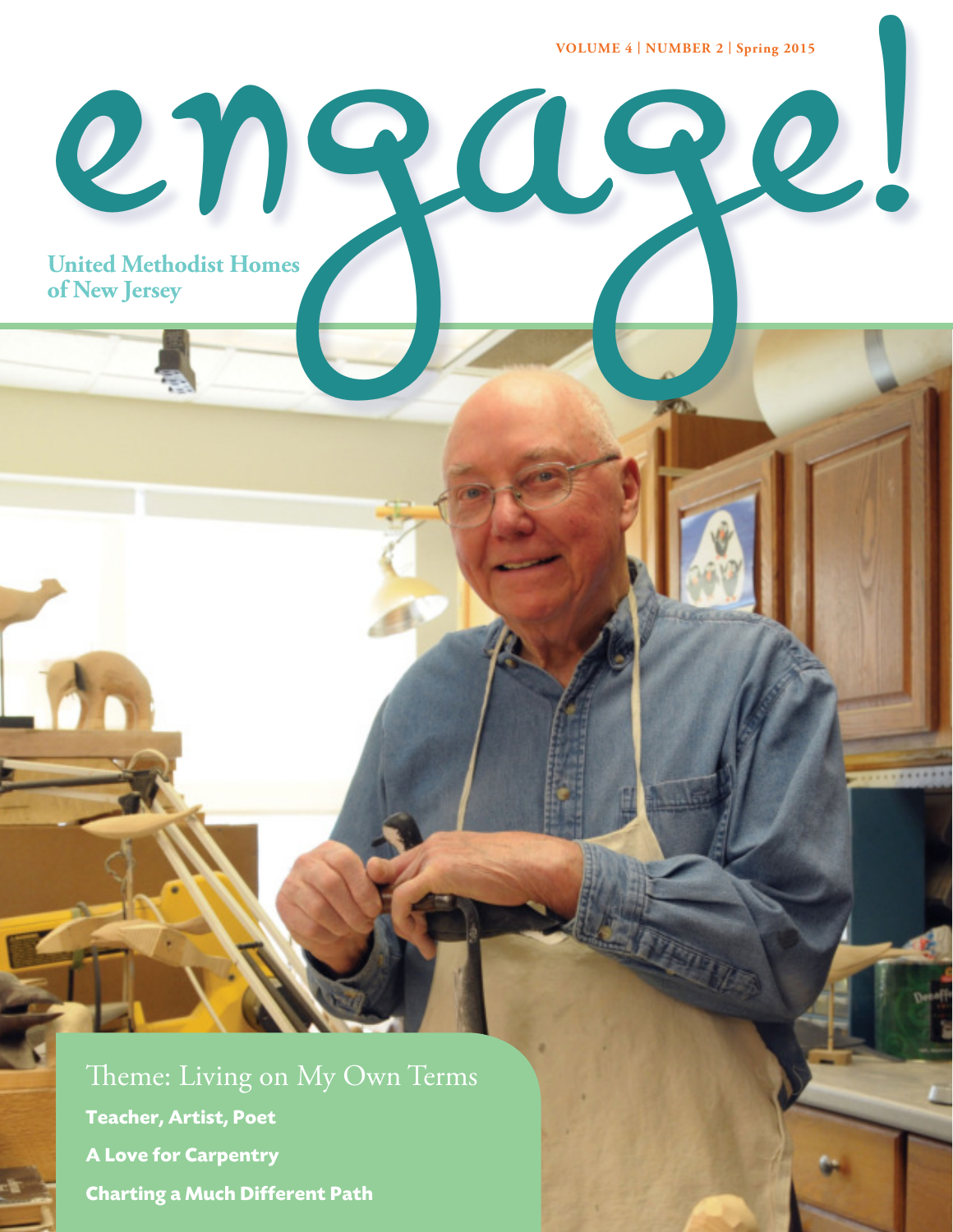VOLUME 4 | NUMBER 2 | Spring 2015

# engage!

United Methodist Homes of New Jersey

## Theme: Living on My Own Terms

**Teacher, Artist, Poet**

**A Love for Carpentry**

**Charting a Much Different Path**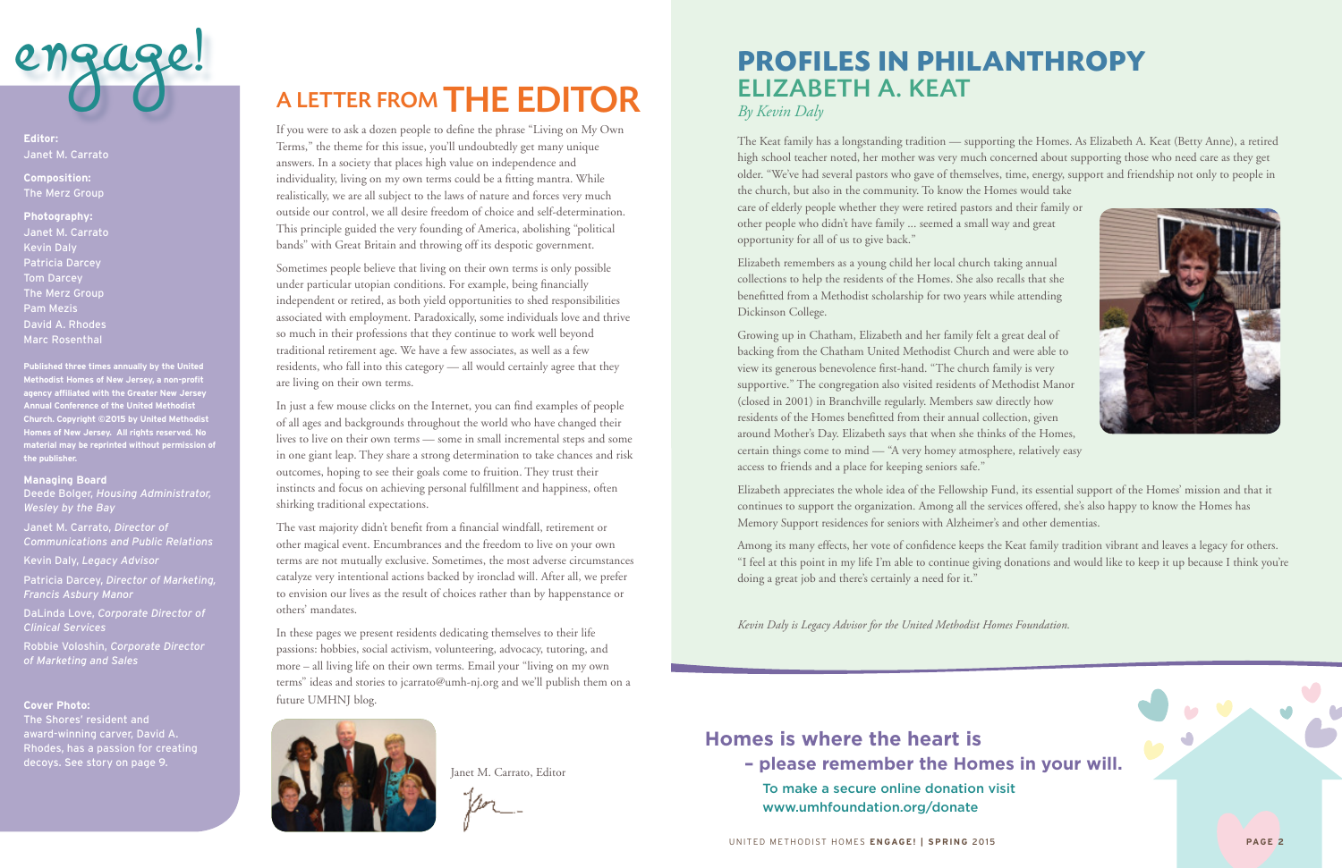# engage!

**Editor:**
Janet M. Carrato

**Composition:**
The Merz Group

**Photography:**
Janet M. Carrato
Kevin Daly
Patricia Darcey
Tom Darcey
The Merz Group
Pam Mezis
David A. Rhodes
Marc Rosenthal

**Published three times annually by the United Methodist Homes of New Jersey, a non-profit agency affiliated with the Greater New Jersey Annual Conference of the United Methodist Church. Copyright ©2015 by United Methodist Homes of New Jersey. All rights reserved. No material may be reprinted without permission of the publisher.**

**Managing Board**

Deede Bolger, *Housing Administrator, Wesley by the Bay*

Janet M. Carrato, *Director of Communications and Public Relations*

Kevin Daly, *Legacy Advisor*

Patricia Darcey, *Director of Marketing, Francis Asbury Manor*

DaLinda Love, *Corporate Director of Clinical Services*

Robbie Voloshin, *Corporate Director of Marketing and Sales*

**Cover Photo:**
The Shores' resident and award-winning carver, David A. Rhodes, has a passion for creating decoys. See story on page 9.

## A LETTER FROM THE EDITOR

If you were to ask a dozen people to define the phrase "Living on My Own Terms," the theme for this issue, you'll undoubtedly get many unique answers. In a society that places high value on independence and individuality, living on my own terms could be a fitting mantra. While realistically, we are all subject to the laws of nature and forces very much outside our control, we all desire freedom of choice and self-determination. This principle guided the very founding of America, abolishing "political bands" with Great Britain and throwing off its despotic government.

Sometimes people believe that living on their own terms is only possible under particular utopian conditions. For example, being financially independent or retired, as both yield opportunities to shed responsibilities associated with employment. Paradoxically, some individuals love and thrive so much in their professions that they continue to work well beyond traditional retirement age. We have a few associates, as well as a few residents, who fall into this category — all would certainly agree that they are living on their own terms.

In just a few mouse clicks on the Internet, you can find examples of people of all ages and backgrounds throughout the world who have changed their lives to live on their own terms — some in small incremental steps and some in one giant leap. They share a strong determination to take chances and risk outcomes, hoping to see their goals come to fruition. They trust their instincts and focus on achieving personal fulfillment and happiness, often shirking traditional expectations.

The vast majority didn't benefit from a financial windfall, retirement or other magical event. Encumbrances and the freedom to live on your own terms are not mutually exclusive. Sometimes, the most adverse circumstances catalyze very intentional actions backed by ironclad will. After all, we prefer to envision our lives as the result of choices rather than by happenstance or others' mandates.

In these pages we present residents dedicating themselves to their life passions: hobbies, social activism, volunteering, advocacy, tutoring, and more – all living life on their own terms. Email your "living on my own terms" ideas and stories to jcarrato@umh-nj.org and we'll publish them on a future UMHNJ blog.

Janet M. Carrato, Editor

# PROFILES IN PHILANTHROPY
## ELIZABETH A. KEAT
*By Kevin Daly*

The Keat family has a longstanding tradition — supporting the Homes. As Elizabeth A. Keat (Betty Anne), a retired high school teacher noted, her mother was very much concerned about supporting those who need care as they get older. "We've had several pastors who gave of themselves, time, energy, support and friendship not only to people in the church, but also in the community. To know the Homes would take care of elderly people whether they were retired pastors and their family or other people who didn't have family ... seemed a small way and great opportunity for all of us to give back."

Elizabeth remembers as a young child her local church taking annual collections to help the residents of the Homes. She also recalls that she benefitted from a Methodist scholarship for two years while attending Dickinson College.

Growing up in Chatham, Elizabeth and her family felt a great deal of backing from the Chatham United Methodist Church and were able to view its generous benevolence first-hand. "The church family is very supportive." The congregation also visited residents of Methodist Manor (closed in 2001) in Branchville regularly. Members saw directly how residents of the Homes benefitted from their annual collection, given around Mother's Day. Elizabeth says that when she thinks of the Homes, certain things come to mind — "A very homey atmosphere, relatively easy access to friends and a place for keeping seniors safe."

Elizabeth appreciates the whole idea of the Fellowship Fund, its essential support of the Homes' mission and that it continues to support the organization. Among all the services offered, she's also happy to know the Homes has Memory Support residences for seniors with Alzheimer's and other dementias.

Among its many effects, her vote of confidence keeps the Keat family tradition vibrant and leaves a legacy for others. "I feel at this point in my life I'm able to continue giving donations and would like to keep it up because I think you're doing a great job and there's certainly a need for it."

*Kevin Daly is Legacy Advisor for the United Methodist Homes Foundation.*

**Homes is where the heart is – please remember the Homes in your will.**

To make a secure online donation visit www.umhfoundation.org/donate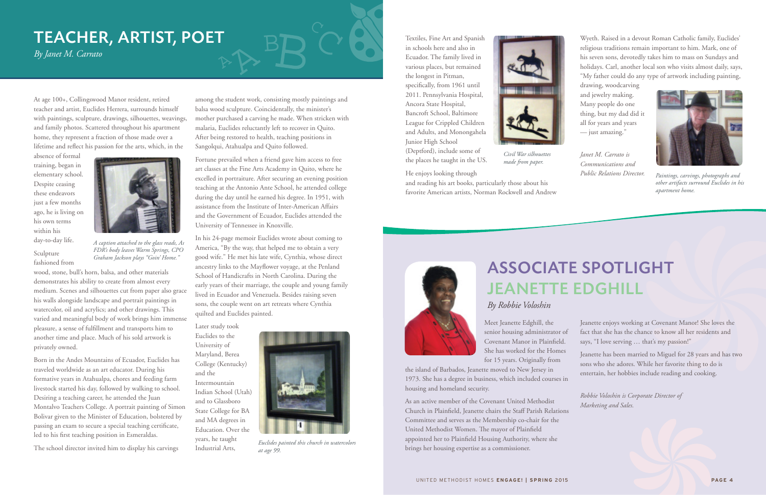# TEACHER, ARTIST, POET

*By Janet M. Carrato*

At age 100+, Collingswood Manor resident, retired teacher and artist, Euclides Herrera, surrounds himself with paintings, sculpture, drawings, silhouettes, weavings, and family photos. Scattered throughout his apartment home, they represent a fraction of those made over a lifetime and reflect his passion for the arts, which, in the absence of formal training, began in elementary school. Despite ceasing these endeavors just a few months ago, he is living on his own terms within his day-to-day life.

*A caption attached to the glass reads, As FDR's body leaves Warm Springs, CPO Graham Jackson plays "Goin' Home."*

Sculpture fashioned from wood, stone, bull's horn, balsa, and other materials demonstrates his ability to create from almost every medium. Scenes and silhouettes cut from paper also grace his walls alongside landscape and portrait paintings in watercolor, oil and acrylics; and other drawings. This varied and meaningful body of work brings him immense pleasure, a sense of fulfillment and transports him to another time and place. Much of his sold artwork is privately owned.

Born in the Andes Mountains of Ecuador, Euclides has traveled worldwide as an art educator. During his formative years in Atahualpa, chores and feeding farm livestock started his day, followed by walking to school. Desiring a teaching career, he attended the Juan Montalvo Teachers College. A portrait painting of Simon Bolivar given to the Minister of Education, bolstered by passing an exam to secure a special teaching certificate, led to his first teaching position in Esmeraldas.

The school director invited him to display his carvings among the student work, consisting mostly paintings and balsa wood sculpture. Coincidentally, the minister's mother purchased a carving he made. When stricken with malaria, Euclides reluctantly left to recover in Quito. After being restored to health, teaching positions in Sangolqui, Atahualpa and Quito followed.

Fortune prevailed when a friend gave him access to free art classes at the Fine Arts Academy in Quito, where he excelled in portraiture. After securing an evening position teaching at the Antonio Ante School, he attended college during the day until he earned his degree. In 1951, with assistance from the Institute of Inter-American Affairs and the Government of Ecuador, Euclides attended the University of Tennessee in Knoxville.

In his 24-page memoir Euclides wrote about coming to America, "By the way, that helped me to obtain a very good wife." He met his late wife, Cynthia, whose direct ancestry links to the Mayflower voyage, at the Penland School of Handicrafts in North Carolina. During the early years of their marriage, the couple and young family lived in Ecuador and Venezuela. Besides raising seven sons, the couple went on art retreats where Cynthia quilted and Euclides painted.

Later study took Euclides to the University of Maryland, Berea College (Kentucky) and the Intermountain Indian School (Utah) and to Glassboro State College for BA and MA degrees in Education. Over the years, he taught Industrial Arts, Textiles, Fine Art and Spanish in schools here and also in Ecuador. The family lived in various places, but remained the longest in Pitman, specifically, from 1961 until 2011. Pennsylvania Hospital, Ancora State Hospital, Bancroft School, Baltimore League for Crippled Children and Adults, and Monongahela Junior High School (Deptford), include some of the places he taught in the US.

*Euclides painted this church in watercolors at age 99.*

*Civil War silhouettes made from paper.*

He enjoys looking through and reading his art books, particularly those about his favorite American artists, Norman Rockwell and Andrew Wyeth. Raised in a devout Roman Catholic family, Euclides' religious traditions remain important to him. Mark, one of his seven sons, devotedly takes him to mass on Sundays and holidays. Carl, another local son who visits almost daily, says, "My father could do any type of artwork including painting, drawing, woodcarving and jewelry making. Many people do one thing, but my dad did it all for years and years — just amazing."

*Janet M. Carrato is Communications and Public Relations Director.*

*Paintings, carvings, photographs and other artifacts surround Euclides in his apartment home.*

# ASSOCIATE SPOTLIGHT

## JEANETTE EDGHILL

*By Robbie Voloshin*

Meet Jeanette Edghill, the senior housing administrator of Covenant Manor in Plainfield. She has worked for the Homes for 15 years. Originally from the island of Barbados, Jeanette moved to New Jersey in 1973. She has a degree in business, which included courses in housing and homeland security.

As an active member of the Covenant United Methodist Church in Plainfield, Jeanette chairs the Staff Parish Relations Committee and serves as the Membership co-chair for the United Methodist Women. The mayor of Plainfield appointed her to Plainfield Housing Authority, where she brings her housing expertise as a commissioner.

Jeanette enjoys working at Covenant Manor! She loves the fact that she has the chance to know all her residents and says, "I love serving … that's my passion!"

Jeanette has been married to Miguel for 28 years and has two sons who she adores. While her favorite thing to do is entertain, her hobbies include reading and cooking.

*Robbie Voloshin is Corporate Director of Marketing and Sales.*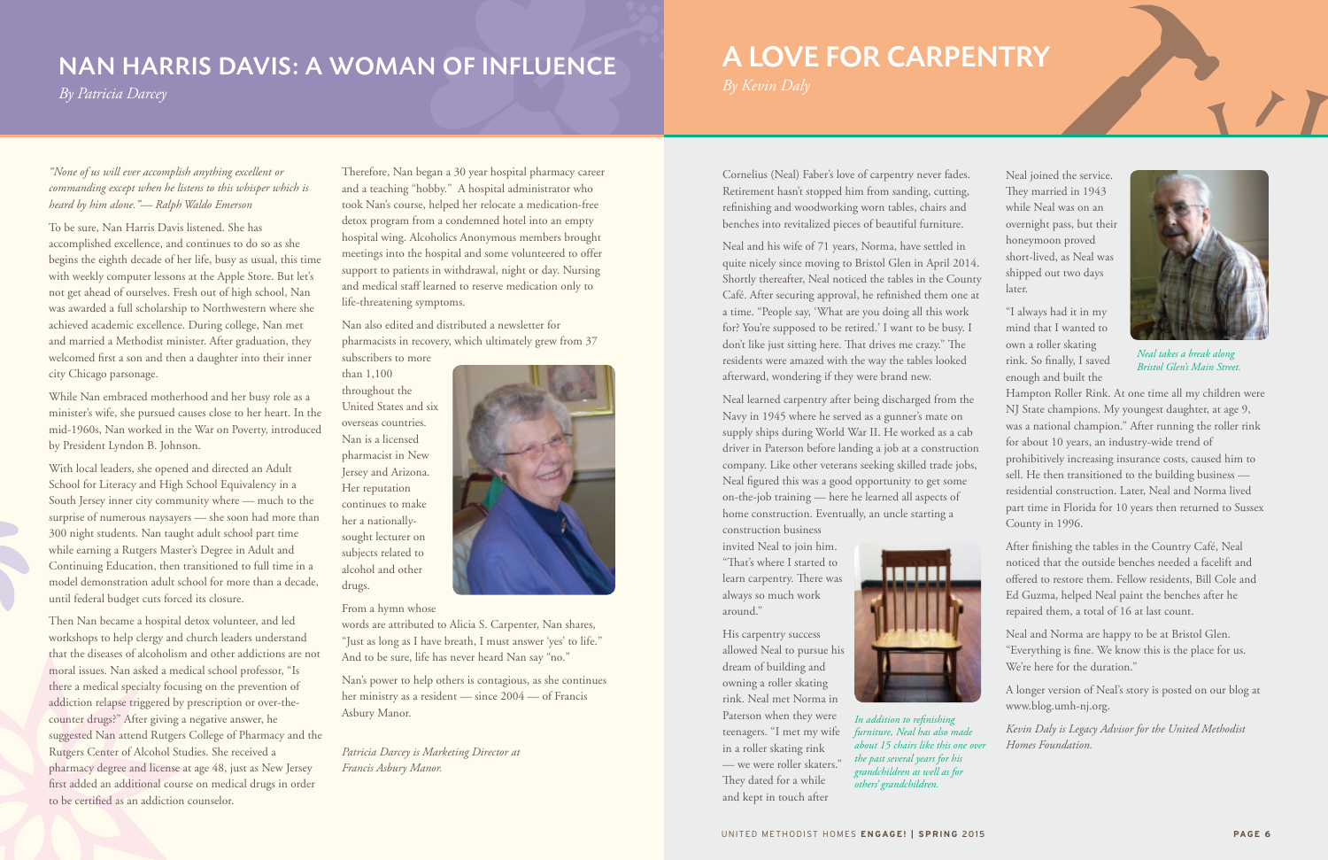# NAN HARRIS DAVIS: A WOMAN OF INFLUENCE

*By Patricia Darcey*

*"None of us will ever accomplish anything excellent or commanding except when he listens to this whisper which is heard by him alone."— Ralph Waldo Emerson*

To be sure, Nan Harris Davis listened. She has accomplished excellence, and continues to do so as she begins the eighth decade of her life, busy as usual, this time with weekly computer lessons at the Apple Store. But let's not get ahead of ourselves. Fresh out of high school, Nan was awarded a full scholarship to Northwestern where she achieved academic excellence. During college, Nan met and married a Methodist minister. After graduation, they welcomed first a son and then a daughter into their inner city Chicago parsonage.

While Nan embraced motherhood and her busy role as a minister's wife, she pursued causes close to her heart. In the mid-1960s, Nan worked in the War on Poverty, introduced by President Lyndon B. Johnson.

With local leaders, she opened and directed an Adult School for Literacy and High School Equivalency in a South Jersey inner city community where — much to the surprise of numerous naysayers — she soon had more than 300 night students. Nan taught adult school part time while earning a Rutgers Master's Degree in Adult and Continuing Education, then transitioned to full time in a model demonstration adult school for more than a decade, until federal budget cuts forced its closure.

Then Nan became a hospital detox volunteer, and led workshops to help clergy and church leaders understand that the diseases of alcoholism and other addictions are not moral issues. Nan asked a medical school professor, "Is there a medical specialty focusing on the prevention of addiction relapse triggered by prescription or over-the-counter drugs?" After giving a negative answer, he suggested Nan attend Rutgers College of Pharmacy and the Rutgers Center of Alcohol Studies. She received a pharmacy degree and license at age 48, just as New Jersey first added an additional course on medical drugs in order to be certified as an addiction counselor.

Therefore, Nan began a 30 year hospital pharmacy career and a teaching "hobby." A hospital administrator who took Nan's course, helped her relocate a medication-free detox program from a condemned hotel into an empty hospital wing. Alcoholics Anonymous members brought meetings into the hospital and some volunteered to offer support to patients in withdrawal, night or day. Nursing and medical staff learned to reserve medication only to life-threatening symptoms.

Nan also edited and distributed a newsletter for pharmacists in recovery, which ultimately grew from 37 subscribers to more than 1,100 throughout the United States and six overseas countries. Nan is a licensed pharmacist in New Jersey and Arizona. Her reputation continues to make her a nationally-sought lecturer on subjects related to alcohol and other drugs.

From a hymn whose words are attributed to Alicia S. Carpenter, Nan shares, "Just as long as I have breath, I must answer 'yes' to life." And to be sure, life has never heard Nan say "no."

Nan's power to help others is contagious, as she continues her ministry as a resident — since 2004 — of Francis Asbury Manor.

*Patricia Darcey is Marketing Director at Francis Asbury Manor.*

# A LOVE FOR CARPENTRY

*By Kevin Daly*

Cornelius (Neal) Faber's love of carpentry never fades. Retirement hasn't stopped him from sanding, cutting, refinishing and woodworking worn tables, chairs and benches into revitalized pieces of beautiful furniture.

Neal and his wife of 71 years, Norma, have settled in quite nicely since moving to Bristol Glen in April 2014. Shortly thereafter, Neal noticed the tables in the County Café. After securing approval, he refinished them one at a time. "People say, 'What are you doing all this work for? You're supposed to be retired.' I want to be busy. I don't like just sitting here. That drives me crazy." The residents were amazed with the way the tables looked afterward, wondering if they were brand new.

Neal learned carpentry after being discharged from the Navy in 1945 where he served as a gunner's mate on supply ships during World War II. He worked as a cab driver in Paterson before landing a job at a construction company. Like other veterans seeking skilled trade jobs, Neal figured this was a good opportunity to get some on-the-job training — here he learned all aspects of home construction. Eventually, an uncle starting a construction business invited Neal to join him. "That's where I started to learn carpentry. There was always so much work around."

His carpentry success allowed Neal to pursue his dream of building and owning a roller skating rink. Neal met Norma in Paterson when they were teenagers. "I met my wife in a roller skating rink — we were roller skaters." They dated for a while and kept in touch after Neal joined the service. They married in 1943 while Neal was on an overnight pass, but their honeymoon proved short-lived, as Neal was shipped out two days later.

*In addition to refinishing furniture, Neal has also made about 15 chairs like this one over the past several years for his grandchildren as well as for others' grandchildren.*

"I always had it in my mind that I wanted to own a roller skating rink. So finally, I saved enough and built the Hampton Roller Rink. At one time all my children were NJ State champions. My youngest daughter, at age 9, was a national champion." After running the roller rink for about 10 years, an industry-wide trend of prohibitively increasing insurance costs, caused him to sell. He then transitioned to the building business — residential construction. Later, Neal and Norma lived part time in Florida for 10 years then returned to Sussex County in 1996.

*Neal takes a break along Bristol Glen's Main Street.*

After finishing the tables in the Country Café, Neal noticed that the outside benches needed a facelift and offered to restore them. Fellow residents, Bill Cole and Ed Guzma, helped Neal paint the benches after he repaired them, a total of 16 at last count.

Neal and Norma are happy to be at Bristol Glen. "Everything is fine. We know this is the place for us. We're here for the duration."

A longer version of Neal's story is posted on our blog at www.blog.umh-nj.org.

*Kevin Daly is Legacy Advisor for the United Methodist Homes Foundation.*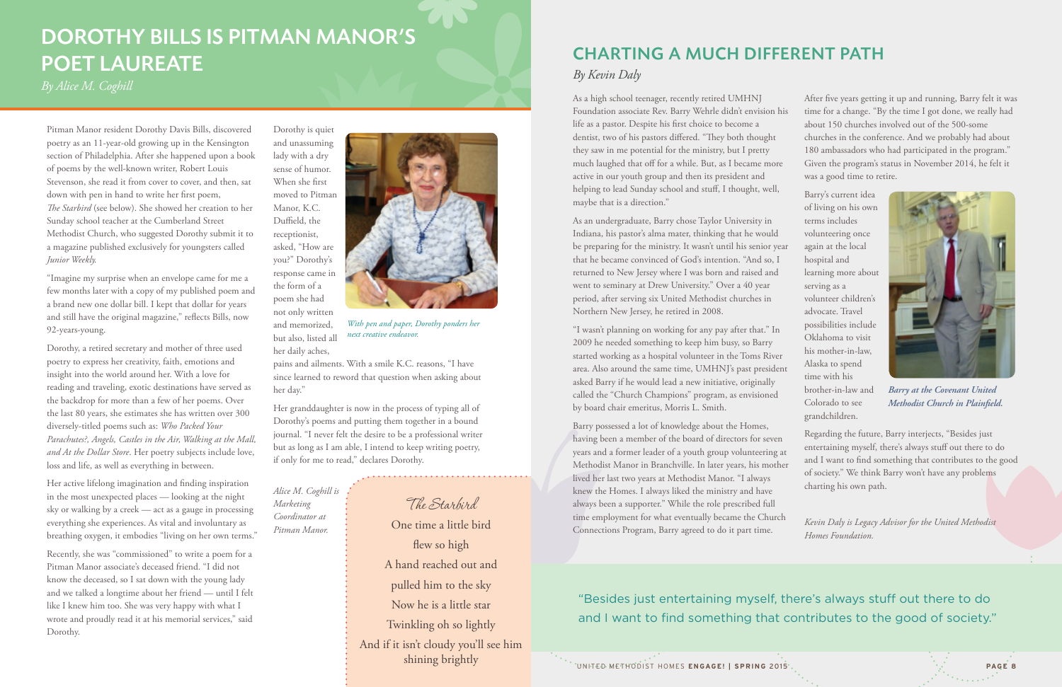# DOROTHY BILLS IS PITMAN MANOR'S POET LAUREATE

*By Alice M. Coghill*

Pitman Manor resident Dorothy Davis Bills, discovered poetry as an 11-year-old growing up in the Kensington section of Philadelphia. After she happened upon a book of poems by the well-known writer, Robert Louis Stevenson, she read it from cover to cover, and then, sat down with pen in hand to write her first poem, *The Starbird* (see below). She showed her creation to her Sunday school teacher at the Cumberland Street Methodist Church, who suggested Dorothy submit it to a magazine published exclusively for youngsters called *Junior Weekly.*

"Imagine my surprise when an envelope came for me a few months later with a copy of my published poem and a brand new one dollar bill. I kept that dollar for years and still have the original magazine," reflects Bills, now 92-years-young.

Dorothy, a retired secretary and mother of three used poetry to express her creativity, faith, emotions and insight into the world around her. With a love for reading and traveling, exotic destinations have served as the backdrop for more than a few of her poems. Over the last 80 years, she estimates she has written over 300 diversely-titled poems such as: *Who Packed Your Parachutes?, Angels, Castles in the Air, Walking at the Mall, and At the Dollar Store*. Her poetry subjects include love, loss and life, as well as everything in between.

Her active lifelong imagination and finding inspiration in the most unexpected places — looking at the night sky or walking by a creek — act as a gauge in processing everything she experiences. As vital and involuntary as breathing oxygen, it embodies "living on her own terms."

Recently, she was "commissioned" to write a poem for a Pitman Manor associate's deceased friend. "I did not know the deceased, so I sat down with the young lady and we talked a longtime about her friend — until I felt like I knew him too. She was very happy with what I wrote and proudly read it at his memorial services," said Dorothy.

Dorothy is quiet and unassuming lady with a dry sense of humor. When she first moved to Pitman Manor, K.C. Duffield, the receptionist, asked, "How are you?" Dorothy's response came in the form of a poem she had not only written and memorized, but also, listed all her daily aches, pains and ailments. With a smile K.C. reasons, "I have since learned to reword that question when asking about her day."

*With pen and paper, Dorothy ponders her next creative endeavor.*

Her granddaughter is now in the process of typing all of Dorothy's poems and putting them together in a bound journal. "I never felt the desire to be a professional writer but as long as I am able, I intend to keep writing poetry, if only for me to read," declares Dorothy.

*Alice M. Coghill is Marketing Coordinator at Pitman Manor.*

### *The Starbird*

One time a little bird  
flew so high  
A hand reached out and  
pulled him to the sky  
Now he is a little star  
Twinkling oh so lightly  
And if it isn't cloudy you'll see him  
shining brightly

# CHARTING A MUCH DIFFERENT PATH

*By Kevin Daly*

As a high school teenager, recently retired UMHNJ Foundation associate Rev. Barry Wehrle didn't envision his life as a pastor. Despite his first choice to become a dentist, two of his pastors differed. "They both thought they saw in me potential for the ministry, but I pretty much laughed that off for a while. But, as I became more active in our youth group and then its president and helping to lead Sunday school and stuff, I thought, well, maybe that is a direction."

As an undergraduate, Barry chose Taylor University in Indiana, his pastor's alma mater, thinking that he would be preparing for the ministry. It wasn't until his senior year that he became convinced of God's intention. "And so, I returned to New Jersey where I was born and raised and went to seminary at Drew University." Over a 40 year period, after serving six United Methodist churches in Northern New Jersey, he retired in 2008.

"I wasn't planning on working for any pay after that." In 2009 he needed something to keep him busy, so Barry started working as a hospital volunteer in the Toms River area. Also around the same time, UMHNJ's past president asked Barry if he would lead a new initiative, originally called the "Church Champions" program, as envisioned by board chair emeritus, Morris L. Smith.

Barry possessed a lot of knowledge about the Homes, having been a member of the board of directors for seven years and a former leader of a youth group volunteering at Methodist Manor in Branchville. In later years, his mother lived her last two years at Methodist Manor. "I always knew the Homes. I always liked the ministry and have always been a supporter." While the role prescribed full time employment for what eventually became the Church Connections Program, Barry agreed to do it part time.

After five years getting it up and running, Barry felt it was time for a change. "By the time I got done, we really had about 150 churches involved out of the 500-some churches in the conference. And we probably had about 180 ambassadors who had participated in the program." Given the program's status in November 2014, he felt it was a good time to retire.

Barry's current idea of living on his own terms includes volunteering once again at the local hospital and learning more about serving as a volunteer children's advocate. Travel possibilities include Oklahoma to visit his mother-in-law, Alaska to spend time with his brother-in-law and Colorado to see grandchildren.

*Barry at the Covenant United Methodist Church in Plainfield.*

Regarding the future, Barry interjects, "Besides just entertaining myself, there's always stuff out there to do and I want to find something that contributes to the good of society." We think Barry won't have any problems charting his own path.

*Kevin Daly is Legacy Advisor for the United Methodist Homes Foundation.*

"Besides just entertaining myself, there's always stuff out there to do and I want to find something that contributes to the good of society."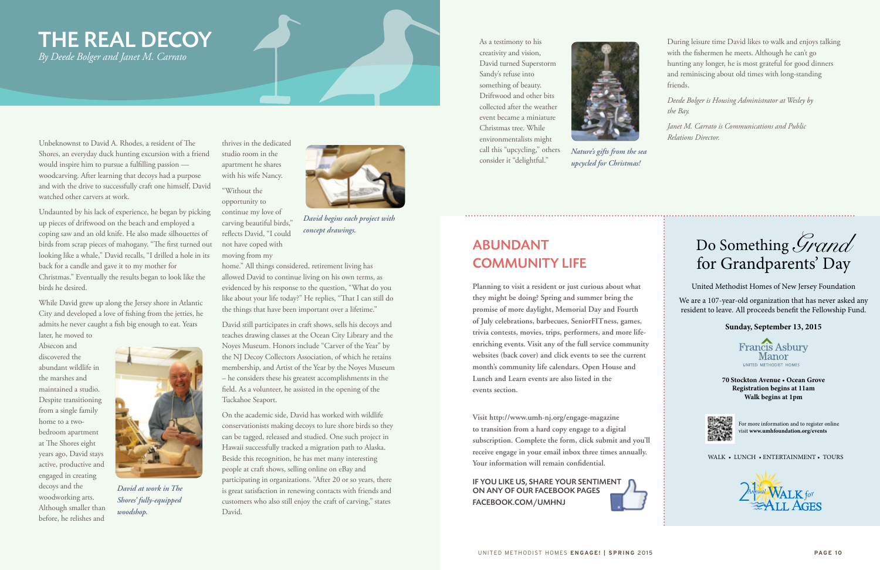# THE REAL DECOY

*By Deede Bolger and Janet M. Carrato*

Unbeknownst to David A. Rhodes, a resident of The Shores, an everyday duck hunting excursion with a friend would inspire him to pursue a fulfilling passion — woodcarving. After learning that decoys had a purpose and with the drive to successfully craft one himself, David watched other carvers at work.

Undaunted by his lack of experience, he began by picking up pieces of driftwood on the beach and employed a coping saw and an old knife. He also made silhouettes of birds from scrap pieces of mahogany. "The first turned out looking like a whale," David recalls, "I drilled a hole in its back for a candle and gave it to my mother for Christmas." Eventually the results began to look like the birds he desired.

While David grew up along the Jersey shore in Atlantic City and developed a love of fishing from the jetties, he admits he never caught a fish big enough to eat. Years later, he moved to Absecon and discovered the abundant wildlife in the marshes and maintained a studio. Despite transitioning from a single family home to a two-bedroom apartment at The Shores eight years ago, David stays active, productive and engaged in creating decoys and the woodworking arts. Although smaller than before, he relishes and thrives in the dedicated studio room in the apartment he shares with his wife Nancy.

*David at work in The Shores' fully-equipped woodshop.*

"Without the opportunity to continue my love of carving beautiful birds," reflects David, "I could not have coped with moving from my home." All things considered, retirement living has allowed David to continue living on his own terms, as evidenced by his response to the question, "What do you like about your life today?" He replies, "That I can still do the things that have been important over a lifetime."

*David begins each project with concept drawings.*

David still participates in craft shows, sells his decoys and teaches drawing classes at the Ocean City Library and the Noyes Museum. Honors include "Carver of the Year" by the NJ Decoy Collectors Association, of which he retains membership, and Artist of the Year by the Noyes Museum – he considers these his greatest accomplishments in the field. As a volunteer, he assisted in the opening of the Tuckahoe Seaport.

On the academic side, David has worked with wildlife conservationists making decoys to lure shore birds so they can be tagged, released and studied. One such project in Hawaii successfully tracked a migration path to Alaska. Beside this recognition, he has met many interesting people at craft shows, selling online on eBay and participating in organizations. "After 20 or so years, there is great satisfaction in renewing contacts with friends and customers who also still enjoy the craft of carving," states David.

As a testimony to his creativity and vision, David turned Superstorm Sandy's refuse into something of beauty. Driftwood and other bits collected after the weather event became a miniature Christmas tree. While environmentalists might call this "upcycling," others consider it "delightful."

*Nature's gifts from the sea upcycled for Christmas!*

During leisure time David likes to walk and enjoys talking with the fishermen he meets. Although he can't go hunting any longer, he is most grateful for good dinners and reminiscing about old times with long-standing friends.

*Deede Bolger is Housing Administrator at Wesley by the Bay.*

*Janet M. Carrato is Communications and Public Relations Director.*

## ABUNDANT COMMUNITY LIFE

**Planning to visit a resident or just curious about what they might be doing? Spring and summer bring the promise of more daylight, Memorial Day and Fourth of July celebrations, barbecues, SeniorFITness, games, trivia contests, movies, trips, performers, and more life-enriching events. Visit any of the full service community websites (back cover) and click events to see the current month's community life calendars. Open House and Lunch and Learn events are also listed in the events section.**

**Visit http://www.umh-nj.org/engage-magazine to transition from a hard copy engage to a digital subscription. Complete the form, click submit and you'll receive engage in your email inbox three times annually. Your information will remain confidential.**

**IF YOU LIKE US, SHARE YOUR SENTIMENT ON ANY OF OUR FACEBOOK PAGES FACEBOOK.COM/UMHNJ**

## Do Something *Grand* for Grandparents' Day

United Methodist Homes of New Jersey Foundation

We are a 107-year-old organization that has never asked any resident to leave. All proceeds benefit the Fellowship Fund.

**Sunday, September 13, 2015**

Francis Asbury Manor
UNITED METHODIST HOMES

**70 Stockton Avenue • Ocean Grove**
**Registration begins at 11am**
**Walk begins at 1pm**

For more information and to register online visit **www.umhfoundation.org/events**

WALK • LUNCH • ENTERTAINMENT • TOURS

21st Annual WALK for ALL AGES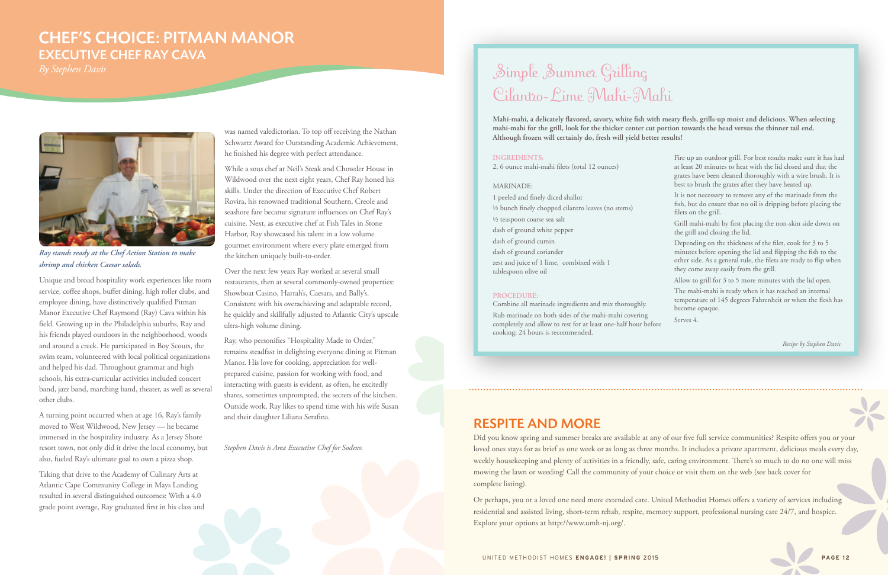# CHEF'S CHOICE: PITMAN MANOR

## EXECUTIVE CHEF RAY CAVA

*By Stephen Davis*

*Ray stands ready at the Chef Action Station to make shrimp and chicken Caesar salads.*

Unique and broad hospitality work experiences like room service, coffee shops, buffet dining, high roller clubs, and employee dining, have distinctively qualified Pitman Manor Executive Chef Raymond (Ray) Cava within his field. Growing up in the Philadelphia suburbs, Ray and his friends played outdoors in the neighborhood, woods and around a creek. He participated in Boy Scouts, the swim team, volunteered with local political organizations and helped his dad. Throughout grammar and high schools, his extra-curricular activities included concert band, jazz band, marching band, theater, as well as several other clubs.

A turning point occurred when at age 16, Ray's family moved to West Wildwood, New Jersey — he became immersed in the hospitality industry. As a Jersey Shore resort town, not only did it drive the local economy, but also, fueled Ray's ultimate goal to own a pizza shop.

Taking that drive to the Academy of Culinary Arts at Atlantic Cape Community College in Mays Landing resulted in several distinguished outcomes: With a 4.0 grade point average, Ray graduated first in his class and was named valedictorian. To top off receiving the Nathan Schwartz Award for Outstanding Academic Achievement, he finished his degree with perfect attendance.

While a sous chef at Neil's Steak and Chowder House in Wildwood over the next eight years, Chef Ray honed his skills. Under the direction of Executive Chef Robert Rovira, his renowned traditional Southern, Creole and seashore fare became signature influences on Chef Ray's cuisine. Next, as executive chef at Fish Tales in Stone Harbor, Ray showcased his talent in a low volume gourmet environment where every plate emerged from the kitchen uniquely built-to-order.

Over the next few years Ray worked at several small restaurants, then at several commonly-owned properties: Showboat Casino, Harrah's, Caesars, and Bally's. Consistent with his overachieving and adaptable record, he quickly and skillfully adjusted to Atlantic City's upscale ultra-high volume dining.

Ray, who personifies "Hospitality Made to Order," remains steadfast in delighting everyone dining at Pitman Manor. His love for cooking, appreciation for well-prepared cuisine, passion for working with food, and interacting with guests is evident, as often, he excitedly shares, sometimes unprompted, the secrets of the kitchen. Outside work, Ray likes to spend time with his wife Susan and their daughter Liliana Serafina.

*Stephen Davis is Area Executive Chef for Sodexo.*

## Simple Summer Grilling Cilantro-Lime Mahi-Mahi

**Mahi-mahi, a delicately flavored, savory, white fish with meaty flesh, grills-up moist and delicious. When selecting mahi-mahi for the grill, look for the thicker center cut portion towards the head versus the thinner tail end. Although frozen will certainly do, fresh will yield better results!**

**INGREDIENTS:**

2, 6 ounce mahi-mahi filets (total 12 ounces)

MARINADE:

1 peeled and finely diced shallot
½ bunch finely chopped cilantro leaves (no stems)
½ teaspoon coarse sea salt
dash of ground white pepper
dash of ground cumin
dash of ground coriander
zest and juice of 1 lime, combined with 1 tablespoon olive oil

**PROCEDURE:**

Combine all marinade ingredients and mix thoroughly.

Rub marinade on both sides of the mahi-mahi covering completely and allow to rest for at least one-half hour before cooking; 24 hours is recommended.

Fire up an outdoor grill. For best results make sure it has had at least 20 minutes to heat with the lid closed and that the grates have been cleaned thoroughly with a wire brush. It is best to brush the grates after they have heated up.

It is not necessary to remove any of the marinade from the fish, but do ensure that no oil is dripping before placing the filets on the grill.

Grill mahi-mahi by first placing the non-skin side down on the grill and closing the lid.

Depending on the thickness of the filet, cook for 3 to 5 minutes before opening the lid and flipping the fish to the other side. As a general rule, the filets are ready to flip when they come away easily from the grill.

Allow to grill for 3 to 5 more minutes with the lid open.

The mahi-mahi is ready when it has reached an internal temperature of 145 degrees Fahrenheit or when the flesh has become opaque.

Serves 4.

*Recipe by Stephen Davis*

## RESPITE AND MORE

Did you know spring and summer breaks are available at any of our five full service communities? Respite offers you or your loved ones stays for as brief as one week or as long as three months. It includes a private apartment, delicious meals every day, weekly housekeeping and plenty of activities in a friendly, safe, caring environment. There's so much to do no one will miss mowing the lawn or weeding! Call the community of your choice or visit them on the web (see back cover for complete listing).

Or perhaps, you or a loved one need more extended care. United Methodist Homes offers a variety of services including residential and assisted living, short-term rehab, respite, memory support, professional nursing care 24/7, and hospice. Explore your options at http://www.umh-nj.org/.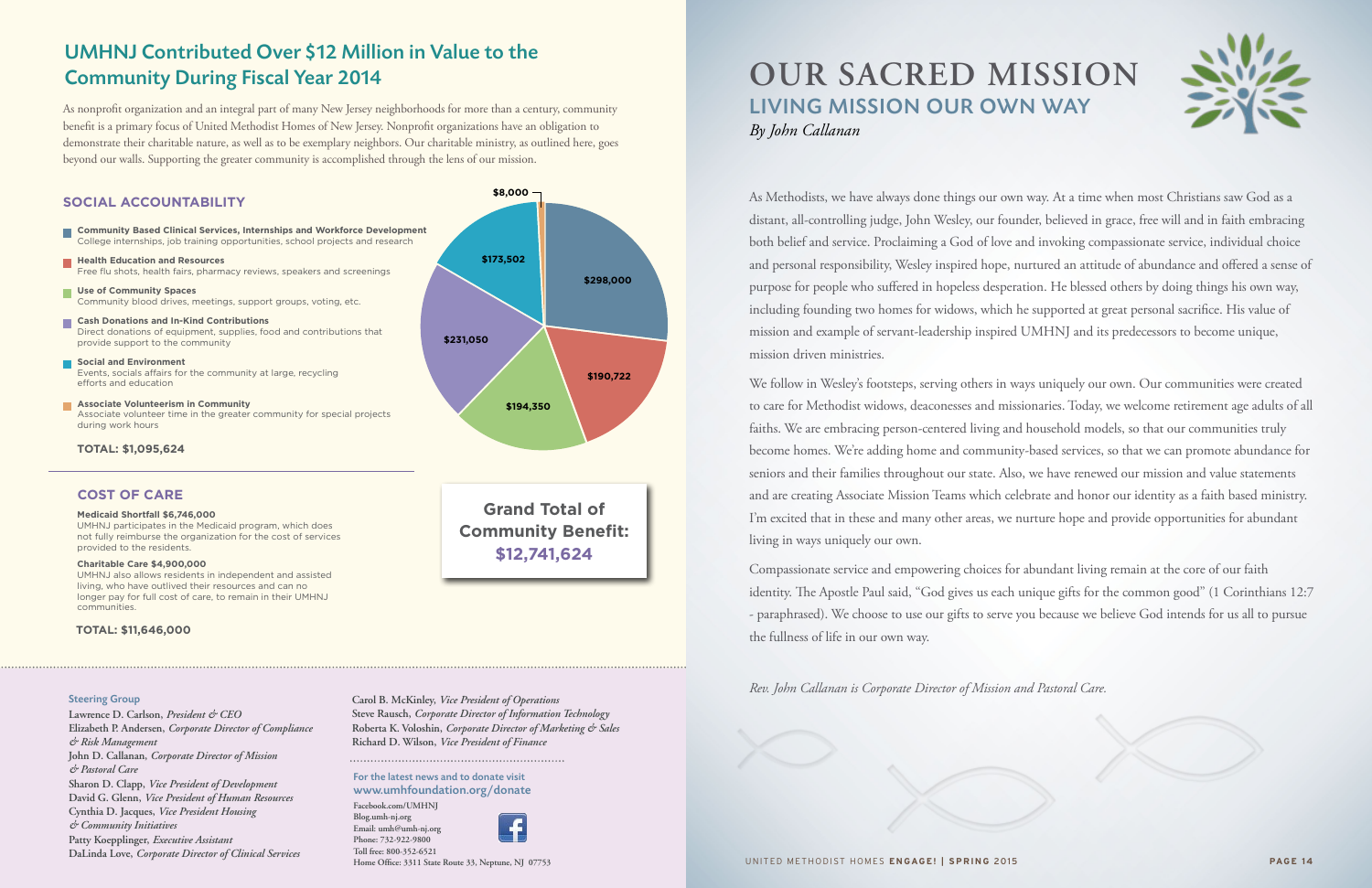## UMHNJ Contributed Over $12 Million in Value to the Community During Fiscal Year 2014

As nonprofit organization and an integral part of many New Jersey neighborhoods for more than a century, community benefit is a primary focus of United Methodist Homes of New Jersey. Nonprofit organizations have an obligation to demonstrate their charitable nature, as well as to be exemplary neighbors. Our charitable ministry, as outlined here, goes beyond our walls. Supporting the greater community is accomplished through the lens of our mission.

### SOCIAL ACCOUNTABILITY

- **Community Based Clinical Services, Internships and Workforce Development** — College internships, job training opportunities, school projects and research — $298,000
- **Health Education and Resources** — Free flu shots, health fairs, pharmacy reviews, speakers and screenings — $190,722
- **Use of Community Spaces** — Community blood drives, meetings, support groups, voting, etc. — $194,350
- **Cash Donations and In-Kind Contributions** — Direct donations of equipment, supplies, food and contributions that provide support to the community — $231,050
- **Social and Environment** — Events, socials affairs for the community at large, recycling efforts and education — $173,502
- **Associate Volunteerism in Community** — Associate volunteer time in the greater community for special projects during work hours — $8,000

**TOTAL: $1,095,624**

### COST OF CARE

**Medicaid Shortfall $6,746,000**
UMHNJ participates in the Medicaid program, which does not fully reimburse the organization for the cost of services provided to the residents.

**Charitable Care $4,900,000**
UMHNJ also allows residents in independent and assisted living, who have outlived their resources and can no longer pay for full cost of care, to remain in their UMHNJ communities.

**TOTAL: $11,646,000**

**Grand Total of Community Benefit: $12,741,624**

# OUR SACRED MISSION

## LIVING MISSION OUR OWN WAY

*By John Callanan*

As Methodists, we have always done things our own way. At a time when most Christians saw God as a distant, all-controlling judge, John Wesley, our founder, believed in grace, free will and in faith embracing both belief and service. Proclaiming a God of love and invoking compassionate service, individual choice and personal responsibility, Wesley inspired hope, nurtured an attitude of abundance and offered a sense of purpose for people who suffered in hopeless desperation. He blessed others by doing things his own way, including founding two homes for widows, which he supported at great personal sacrifice. His value of mission and example of servant-leadership inspired UMHNJ and its predecessors to become unique, mission driven ministries.

We follow in Wesley's footsteps, serving others in ways uniquely our own. Our communities were created to care for Methodist widows, deaconesses and missionaries. Today, we welcome retirement age adults of all faiths. We are embracing person-centered living and household models, so that our communities truly become homes. We're adding home and community-based services, so that we can promote abundance for seniors and their families throughout our state. Also, we have renewed our mission and value statements and are creating Associate Mission Teams which celebrate and honor our identity as a faith based ministry. I'm excited that in these and many other areas, we nurture hope and provide opportunities for abundant living in ways uniquely our own.

Compassionate service and empowering choices for abundant living remain at the core of our faith identity. The Apostle Paul said, "God gives us each unique gifts for the common good" (1 Corinthians 12:7 - paraphrased). We choose to use our gifts to serve you because we believe God intends for us all to pursue the fullness of life in our own way.

*Rev. John Callanan is Corporate Director of Mission and Pastoral Care.*

---

**Steering Group**

Lawrence D. Carlson, *President & CEO*
Elizabeth P. Andersen, *Corporate Director of Compliance & Risk Management*
John D. Callanan, *Corporate Director of Mission & Pastoral Care*
Sharon D. Clapp, *Vice President of Development*
David G. Glenn, *Vice President of Human Resources*
Cynthia D. Jacques, *Vice President Housing & Community Initiatives*
Patty Koepplinger, *Executive Assistant*
DaLinda Love, *Corporate Director of Clinical Services*
Carol B. McKinley, *Vice President of Operations*
Steve Rausch, *Corporate Director of Information Technology*
Roberta K. Voloshin, *Corporate Director of Marketing & Sales*
Richard D. Wilson, *Vice President of Finance*

For the latest news and to donate visit
www.umhfoundation.org/donate

Facebook.com/UMHNJ
Blog.umh-nj.org
Email: umh@umh-nj.org
Phone: 732-922-9800
Toll free: 800-352-6521
Home Office: 3311 State Route 33, Neptune, NJ 07753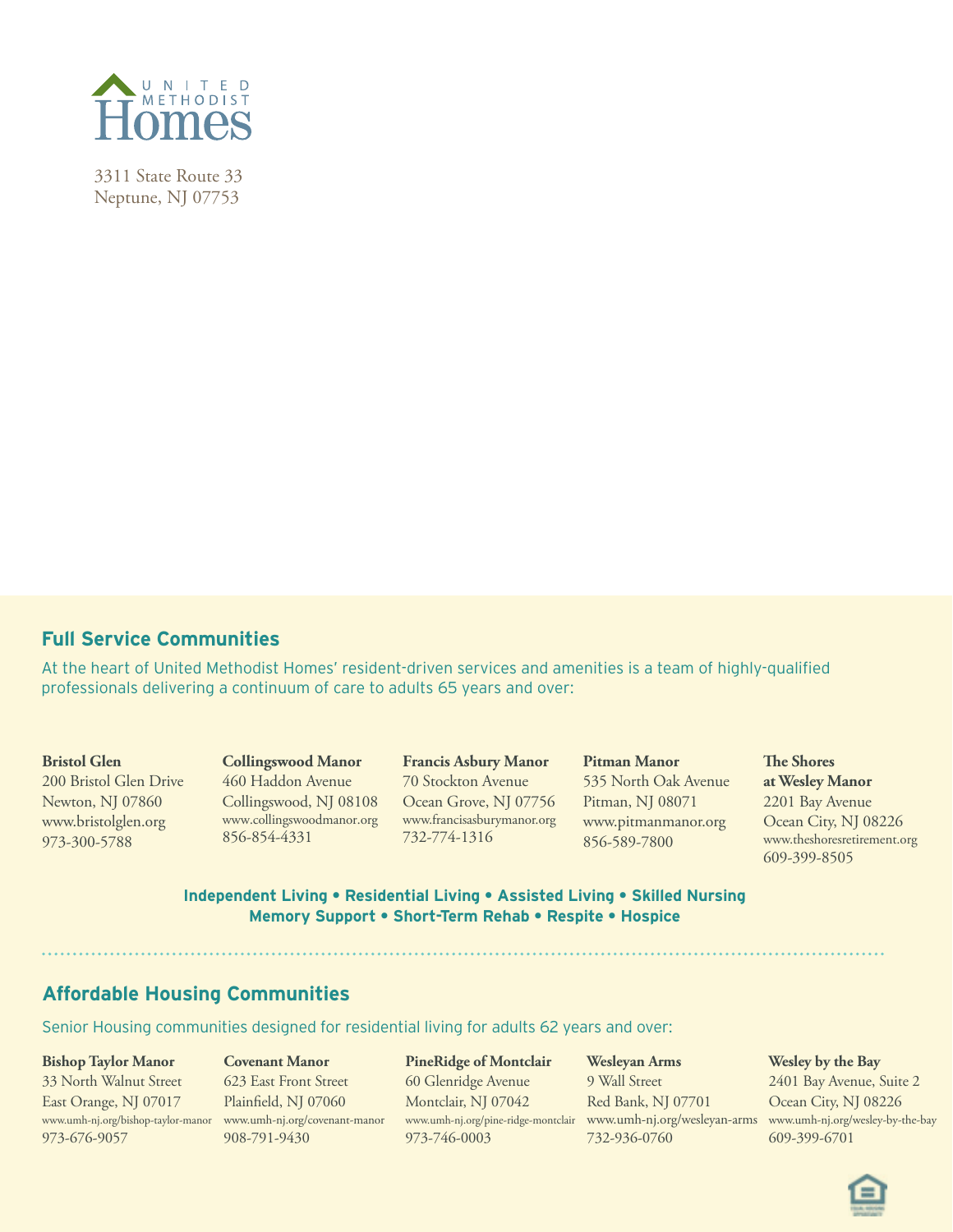UNITED METHODIST Homes

3311 State Route 33
Neptune, NJ 07753

## Full Service Communities

At the heart of United Methodist Homes' resident-driven services and amenities is a team of highly-qualified professionals delivering a continuum of care to adults 65 years and over:

**Bristol Glen**
200 Bristol Glen Drive
Newton, NJ 07860
www.bristolglen.org
973-300-5788

**Collingswood Manor**
460 Haddon Avenue
Collingswood, NJ 08108
www.collingswoodmanor.org
856-854-4331

**Francis Asbury Manor**
70 Stockton Avenue
Ocean Grove, NJ 07756
www.francisasburymanor.org
732-774-1316

**Pitman Manor**
535 North Oak Avenue
Pitman, NJ 08071
www.pitmanmanor.org
856-589-7800

**The Shores at Wesley Manor**
2201 Bay Avenue
Ocean City, NJ 08226
www.theshoresretirement.org
609-399-8505

**Independent Living • Residential Living • Assisted Living • Skilled Nursing**
**Memory Support • Short-Term Rehab • Respite • Hospice**

## Affordable Housing Communities

Senior Housing communities designed for residential living for adults 62 years and over:

**Bishop Taylor Manor**
33 North Walnut Street
East Orange, NJ 07017
www.umh-nj.org/bishop-taylor-manor
973-676-9057

**Covenant Manor**
623 East Front Street
Plainfield, NJ 07060
www.umh-nj.org/covenant-manor
908-791-9430

**PineRidge of Montclair**
60 Glenridge Avenue
Montclair, NJ 07042
www.umh-nj.org/pine-ridge-montclair
973-746-0003

**Wesleyan Arms**
9 Wall Street
Red Bank, NJ 07701
www.umh-nj.org/wesleyan-arms
732-936-0760

**Wesley by the Bay**
2401 Bay Avenue, Suite 2
Ocean City, NJ 08226
www.umh-nj.org/wesley-by-the-bay
609-399-6701